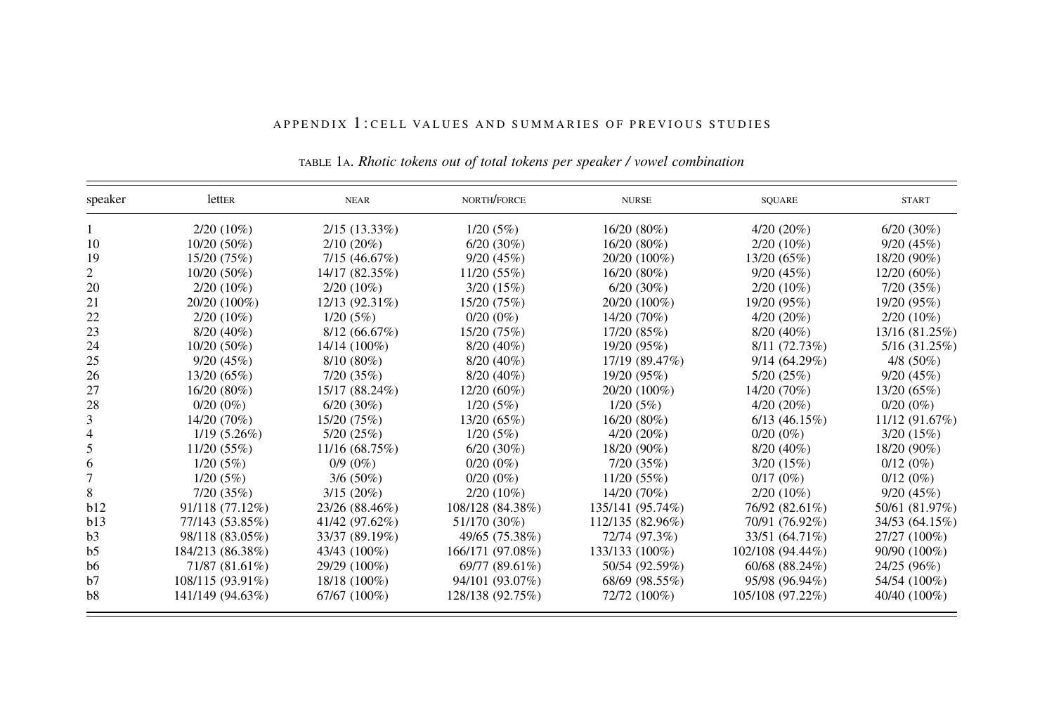## APPENDIX 1: CELL VALUES AND SUMMARIES OF PREVIOUS STUDIES

TABLE 1A. *Rhotic tokens out of total tokens per speaker / vowel combination*

| speaker | lettER | NEAR | NORTH/FORCE | NURSE | SQUARE | START |
|---|---|---|---|---|---|---|
| 1 | 2/20 (10%) | 2/15 (13.33%) | 1/20 (5%) | 16/20 (80%) | 4/20 (20%) | 6/20 (30%) |
| 10 | 10/20 (50%) | 2/10 (20%) | 6/20 (30%) | 16/20 (80%) | 2/20 (10%) | 9/20 (45%) |
| 19 | 15/20 (75%) | 7/15 (46.67%) | 9/20 (45%) | 20/20 (100%) | 13/20 (65%) | 18/20 (90%) |
| 2 | 10/20 (50%) | 14/17 (82.35%) | 11/20 (55%) | 16/20 (80%) | 9/20 (45%) | 12/20 (60%) |
| 20 | 2/20 (10%) | 2/20 (10%) | 3/20 (15%) | 6/20 (30%) | 2/20 (10%) | 7/20 (35%) |
| 21 | 20/20 (100%) | 12/13 (92.31%) | 15/20 (75%) | 20/20 (100%) | 19/20 (95%) | 19/20 (95%) |
| 22 | 2/20 (10%) | 1/20 (5%) | 0/20 (0%) | 14/20 (70%) | 4/20 (20%) | 2/20 (10%) |
| 23 | 8/20 (40%) | 8/12 (66.67%) | 15/20 (75%) | 17/20 (85%) | 8/20 (40%) | 13/16 (81.25%) |
| 24 | 10/20 (50%) | 14/14 (100%) | 8/20 (40%) | 19/20 (95%) | 8/11 (72.73%) | 5/16 (31.25%) |
| 25 | 9/20 (45%) | 8/10 (80%) | 8/20 (40%) | 17/19 (89.47%) | 9/14 (64.29%) | 4/8 (50%) |
| 26 | 13/20 (65%) | 7/20 (35%) | 8/20 (40%) | 19/20 (95%) | 5/20 (25%) | 9/20 (45%) |
| 27 | 16/20 (80%) | 15/17 (88.24%) | 12/20 (60%) | 20/20 (100%) | 14/20 (70%) | 13/20 (65%) |
| 28 | 0/20 (0%) | 6/20 (30%) | 1/20 (5%) | 1/20 (5%) | 4/20 (20%) | 0/20 (0%) |
| 3 | 14/20 (70%) | 15/20 (75%) | 13/20 (65%) | 16/20 (80%) | 6/13 (46.15%) | 11/12 (91.67%) |
| 4 | 1/19 (5.26%) | 5/20 (25%) | 1/20 (5%) | 4/20 (20%) | 0/20 (0%) | 3/20 (15%) |
| 5 | 11/20 (55%) | 11/16 (68.75%) | 6/20 (30%) | 18/20 (90%) | 8/20 (40%) | 18/20 (90%) |
| 6 | 1/20 (5%) | 0/9 (0%) | 0/20 (0%) | 7/20 (35%) | 3/20 (15%) | 0/12 (0%) |
| 7 | 1/20 (5%) | 3/6 (50%) | 0/20 (0%) | 11/20 (55%) | 0/17 (0%) | 0/12 (0%) |
| 8 | 7/20 (35%) | 3/15 (20%) | 2/20 (10%) | 14/20 (70%) | 2/20 (10%) | 9/20 (45%) |
| b12 | 91/118 (77.12%) | 23/26 (88.46%) | 108/128 (84.38%) | 135/141 (95.74%) | 76/92 (82.61%) | 50/61 (81.97%) |
| b13 | 77/143 (53.85%) | 41/42 (97.62%) | 51/170 (30%) | 112/135 (82.96%) | 70/91 (76.92%) | 34/53 (64.15%) |
| b3 | 98/118 (83.05%) | 33/37 (89.19%) | 49/65 (75.38%) | 72/74 (97.3%) | 33/51 (64.71%) | 27/27 (100%) |
| b5 | 184/213 (86.38%) | 43/43 (100%) | 166/171 (97.08%) | 133/133 (100%) | 102/108 (94.44%) | 90/90 (100%) |
| b6 | 71/87 (81.61%) | 29/29 (100%) | 69/77 (89.61%) | 50/54 (92.59%) | 60/68 (88.24%) | 24/25 (96%) |
| b7 | 108/115 (93.91%) | 18/18 (100%) | 94/101 (93.07%) | 68/69 (98.55%) | 95/98 (96.94%) | 54/54 (100%) |
| b8 | 141/149 (94.63%) | 67/67 (100%) | 128/138 (92.75%) | 72/72 (100%) | 105/108 (97.22%) | 40/40 (100%) |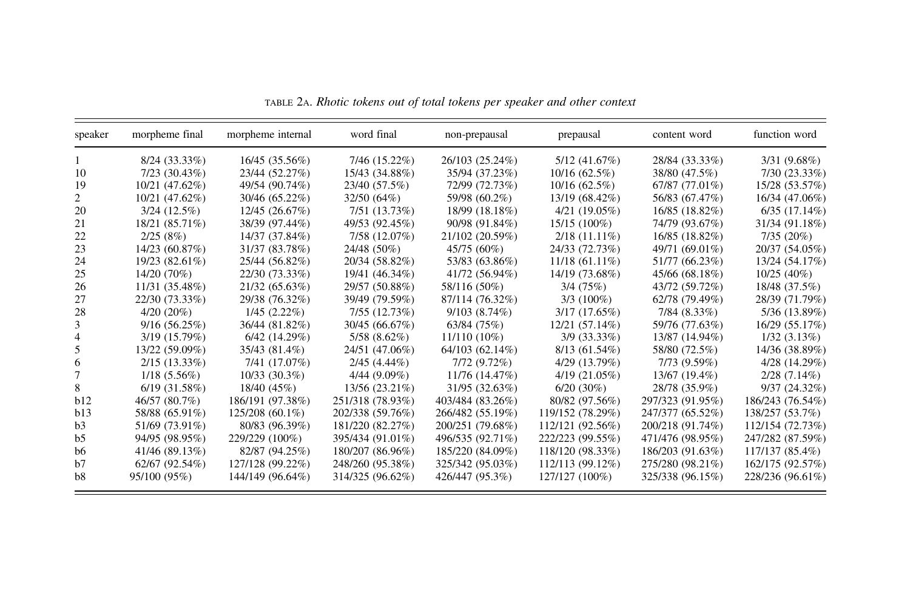TABLE 2A. *Rhotic tokens out of total tokens per speaker and other context*

| speaker | morpheme final | morpheme internal | word final | non-prepausal | prepausal | content word | function word |
|---|---|---|---|---|---|---|---|
| 1 | 8/24 (33.33%) | 16/45 (35.56%) | 7/46 (15.22%) | 26/103 (25.24%) | 5/12 (41.67%) | 28/84 (33.33%) | 3/31 (9.68%) |
| 10 | 7/23 (30.43%) | 23/44 (52.27%) | 15/43 (34.88%) | 35/94 (37.23%) | 10/16 (62.5%) | 38/80 (47.5%) | 7/30 (23.33%) |
| 19 | 10/21 (47.62%) | 49/54 (90.74%) | 23/40 (57.5%) | 72/99 (72.73%) | 10/16 (62.5%) | 67/87 (77.01%) | 15/28 (53.57%) |
| 2 | 10/21 (47.62%) | 30/46 (65.22%) | 32/50 (64%) | 59/98 (60.2%) | 13/19 (68.42%) | 56/83 (67.47%) | 16/34 (47.06%) |
| 20 | 3/24 (12.5%) | 12/45 (26.67%) | 7/51 (13.73%) | 18/99 (18.18%) | 4/21 (19.05%) | 16/85 (18.82%) | 6/35 (17.14%) |
| 21 | 18/21 (85.71%) | 38/39 (97.44%) | 49/53 (92.45%) | 90/98 (91.84%) | 15/15 (100%) | 74/79 (93.67%) | 31/34 (91.18%) |
| 22 | 2/25 (8%) | 14/37 (37.84%) | 7/58 (12.07%) | 21/102 (20.59%) | 2/18 (11.11%) | 16/85 (18.82%) | 7/35 (20%) |
| 23 | 14/23 (60.87%) | 31/37 (83.78%) | 24/48 (50%) | 45/75 (60%) | 24/33 (72.73%) | 49/71 (69.01%) | 20/37 (54.05%) |
| 24 | 19/23 (82.61%) | 25/44 (56.82%) | 20/34 (58.82%) | 53/83 (63.86%) | 11/18 (61.11%) | 51/77 (66.23%) | 13/24 (54.17%) |
| 25 | 14/20 (70%) | 22/30 (73.33%) | 19/41 (46.34%) | 41/72 (56.94%) | 14/19 (73.68%) | 45/66 (68.18%) | 10/25 (40%) |
| 26 | 11/31 (35.48%) | 21/32 (65.63%) | 29/57 (50.88%) | 58/116 (50%) | 3/4 (75%) | 43/72 (59.72%) | 18/48 (37.5%) |
| 27 | 22/30 (73.33%) | 29/38 (76.32%) | 39/49 (79.59%) | 87/114 (76.32%) | 3/3 (100%) | 62/78 (79.49%) | 28/39 (71.79%) |
| 28 | 4/20 (20%) | 1/45 (2.22%) | 7/55 (12.73%) | 9/103 (8.74%) | 3/17 (17.65%) | 7/84 (8.33%) | 5/36 (13.89%) |
| 3 | 9/16 (56.25%) | 36/44 (81.82%) | 30/45 (66.67%) | 63/84 (75%) | 12/21 (57.14%) | 59/76 (77.63%) | 16/29 (55.17%) |
| 4 | 3/19 (15.79%) | 6/42 (14.29%) | 5/58 (8.62%) | 11/110 (10%) | 3/9 (33.33%) | 13/87 (14.94%) | 1/32 (3.13%) |
| 5 | 13/22 (59.09%) | 35/43 (81.4%) | 24/51 (47.06%) | 64/103 (62.14%) | 8/13 (61.54%) | 58/80 (72.5%) | 14/36 (38.89%) |
| 6 | 2/15 (13.33%) | 7/41 (17.07%) | 2/45 (4.44%) | 7/72 (9.72%) | 4/29 (13.79%) | 7/73 (9.59%) | 4/28 (14.29%) |
| 7 | 1/18 (5.56%) | 10/33 (30.3%) | 4/44 (9.09%) | 11/76 (14.47%) | 4/19 (21.05%) | 13/67 (19.4%) | 2/28 (7.14%) |
| 8 | 6/19 (31.58%) | 18/40 (45%) | 13/56 (23.21%) | 31/95 (32.63%) | 6/20 (30%) | 28/78 (35.9%) | 9/37 (24.32%) |
| b12 | 46/57 (80.7%) | 186/191 (97.38%) | 251/318 (78.93%) | 403/484 (83.26%) | 80/82 (97.56%) | 297/323 (91.95%) | 186/243 (76.54%) |
| b13 | 58/88 (65.91%) | 125/208 (60.1%) | 202/338 (59.76%) | 266/482 (55.19%) | 119/152 (78.29%) | 247/377 (65.52%) | 138/257 (53.7%) |
| b3 | 51/69 (73.91%) | 80/83 (96.39%) | 181/220 (82.27%) | 200/251 (79.68%) | 112/121 (92.56%) | 200/218 (91.74%) | 112/154 (72.73%) |
| b5 | 94/95 (98.95%) | 229/229 (100%) | 395/434 (91.01%) | 496/535 (92.71%) | 222/223 (99.55%) | 471/476 (98.95%) | 247/282 (87.59%) |
| b6 | 41/46 (89.13%) | 82/87 (94.25%) | 180/207 (86.96%) | 185/220 (84.09%) | 118/120 (98.33%) | 186/203 (91.63%) | 117/137 (85.4%) |
| b7 | 62/67 (92.54%) | 127/128 (99.22%) | 248/260 (95.38%) | 325/342 (95.03%) | 112/113 (99.12%) | 275/280 (98.21%) | 162/175 (92.57%) |
| b8 | 95/100 (95%) | 144/149 (96.64%) | 314/325 (96.62%) | 426/447 (95.3%) | 127/127 (100%) | 325/338 (96.15%) | 228/236 (96.61%) |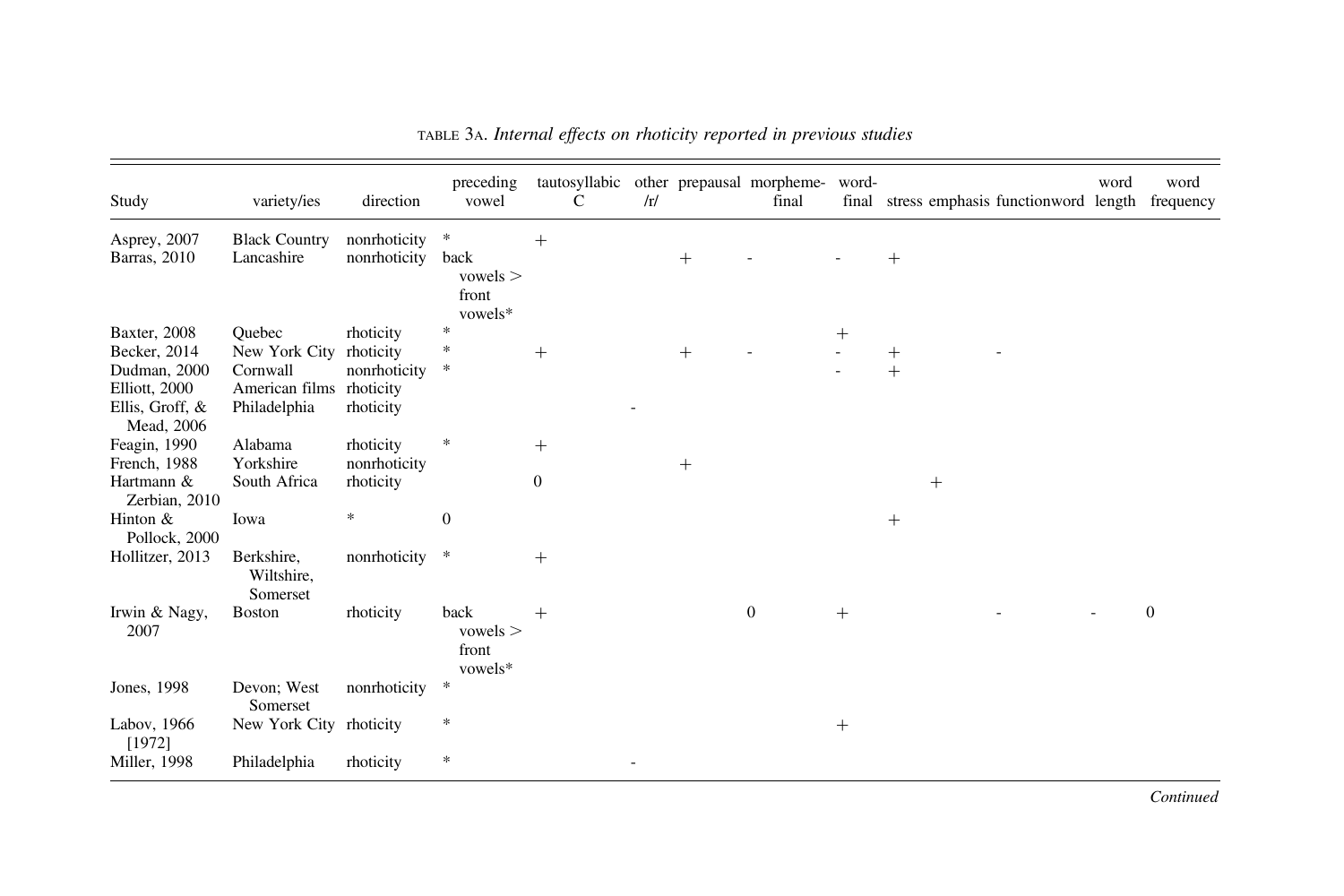TABLE 3A. *Internal effects on rhoticity reported in previous studies*

| Study | variety/ies | direction | preceding vowel | tautosyllabic C | other /r/ | prepausal | morpheme-final | word-final | stress | emphasis | functionword | word length | word frequency |
|---|---|---|---|---|---|---|---|---|---|---|---|---|---|
| Asprey, 2007 | Black Country | nonrhoticity | * | + | | | | | | | | | |
| Barras, 2010 | Lancashire | nonrhoticity | back vowels > front vowels* | | | + | - | - | + | | | | |
| Baxter, 2008 | Quebec | rhoticity | * | | | | | + | | | | | |
| Becker, 2014 | New York City | rhoticity | * | + | | + | - | - | + | | - | | |
| Dudman, 2000 | Cornwall | nonrhoticity | * | | | | | - | + | | | | |
| Elliott, 2000 | American films | rhoticity | | | | | | | | | | | |
| Ellis, Groff, & Mead, 2006 | Philadelphia | rhoticity | | | - | | | | | | | | |
| Feagin, 1990 | Alabama | rhoticity | * | + | | | | | | | | | |
| French, 1988 | Yorkshire | nonrhoticity | | | | + | | | | | | | |
| Hartmann & Zerbian, 2010 | South Africa | rhoticity | | 0 | | | | | | + | | | |
| Hinton & Pollock, 2000 | Iowa | * | 0 | | | | | | + | | | | |
| Hollitzer, 2013 | Berkshire, Wiltshire, Somerset | nonrhoticity | * | + | | | | | | | | | |
| Irwin & Nagy, 2007 | Boston | rhoticity | back vowels > front vowels* | + | | | 0 | + | | | - | - | 0 |
| Jones, 1998 | Devon; West Somerset | nonrhoticity | * | | | | | | | | | | |
| Labov, 1966 [1972] | New York City | rhoticity | * | | | | | + | | | | | |
| Miller, 1998 | Philadelphia | rhoticity | * | | - | | | | | | | | |

*Continued*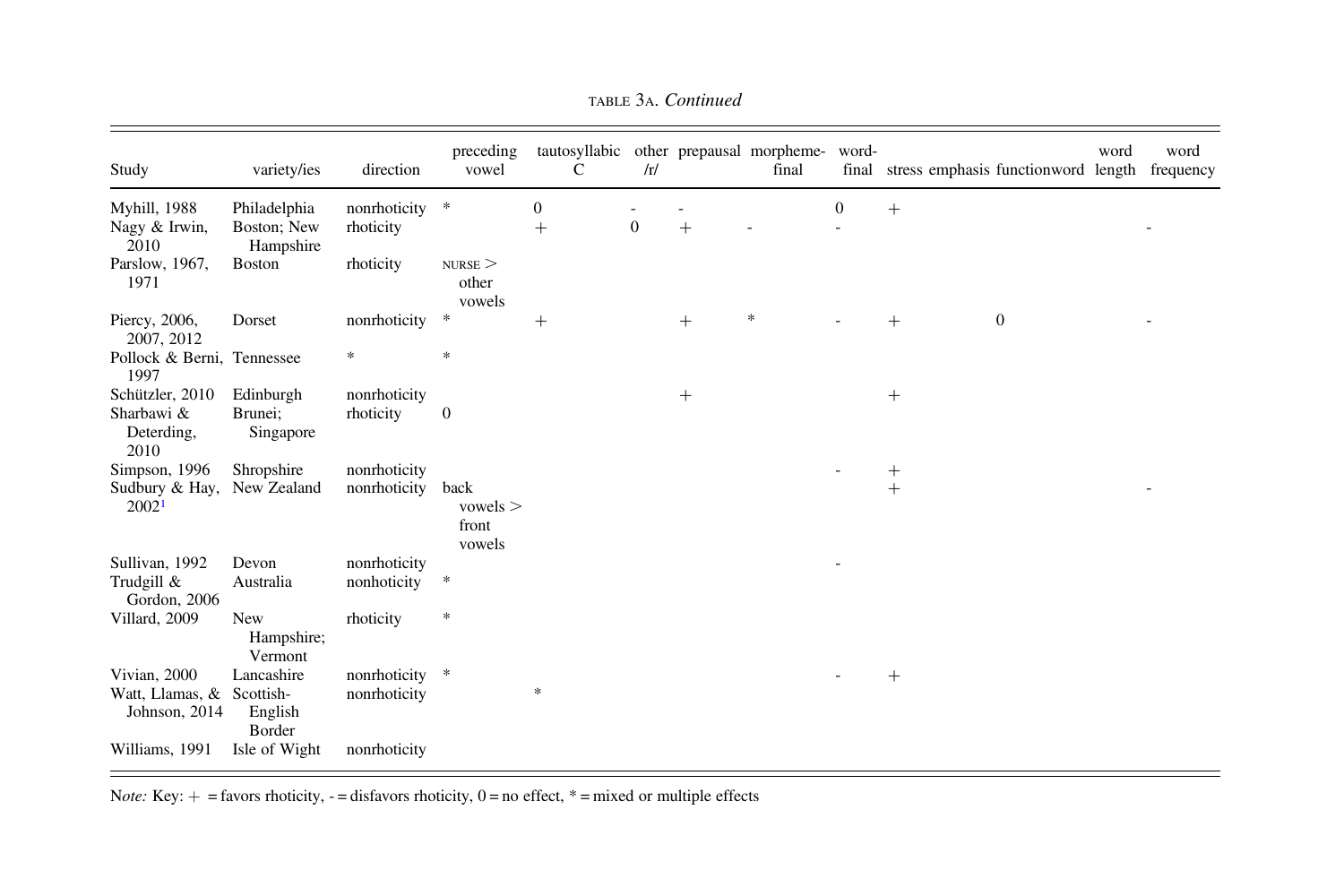TABLE 3A. *Continued*

| Study | variety/ies | direction | preceding vowel | tautosyllabic C | other /r/ | prepausal | morpheme-final | word-final | stress | emphasis | functionword | word length | word frequency |
|---|---|---|---|---|---|---|---|---|---|---|---|---|---|
| Myhill, 1988 | Philadelphia | nonrhoticity | * | 0 | - | - | | 0 | + | | | | |
| Nagy & Irwin, 2010 | Boston; New Hampshire | rhoticity | | + | 0 | + | - | - | | | | | - |
| Parslow, 1967, 1971 | Boston | rhoticity | NURSE > other vowels | | | | | | | | | | |
| Piercy, 2006, 2007, 2012 | Dorset | nonrhoticity | * | + | | + | * | - | + | | 0 | | - |
| Pollock & Berni, 1997 | Tennessee | * | * | | | | | | | | | | |
| Schützler, 2010 | Edinburgh | nonrhoticity | | | | + | | | + | | | | |
| Sharbawi & Deterding, 2010 | Brunei; Singapore | rhoticity | 0 | | | | | | | | | | |
| Simpson, 1996 | Shropshire | nonrhoticity | | | | | | - | + | | | | |
| Sudbury & Hay, 2002[1] | New Zealand | nonrhoticity | back vowels > front vowels | | | | | | + | | | | - |
| Sullivan, 1992 | Devon | nonrhoticity | | | | | | - | | | | | |
| Trudgill & Gordon, 2006 | Australia | nonhoticity | * | | | | | | | | | | |
| Villard, 2009 | New Hampshire; Vermont | rhoticity | * | | | | | | | | | | |
| Vivian, 2000 | Lancashire | nonrhoticity | * | | | | | - | + | | | | |
| Watt, Llamas, & Johnson, 2014 | Scottish-English Border | nonrhoticity | | * | | | | | | | | | |
| Williams, 1991 | Isle of Wight | nonrhoticity | | | | | | | | | | | |

*Note:* Key: + = favors rhoticity, - = disfavors rhoticity, 0 = no effect, * = mixed or multiple effects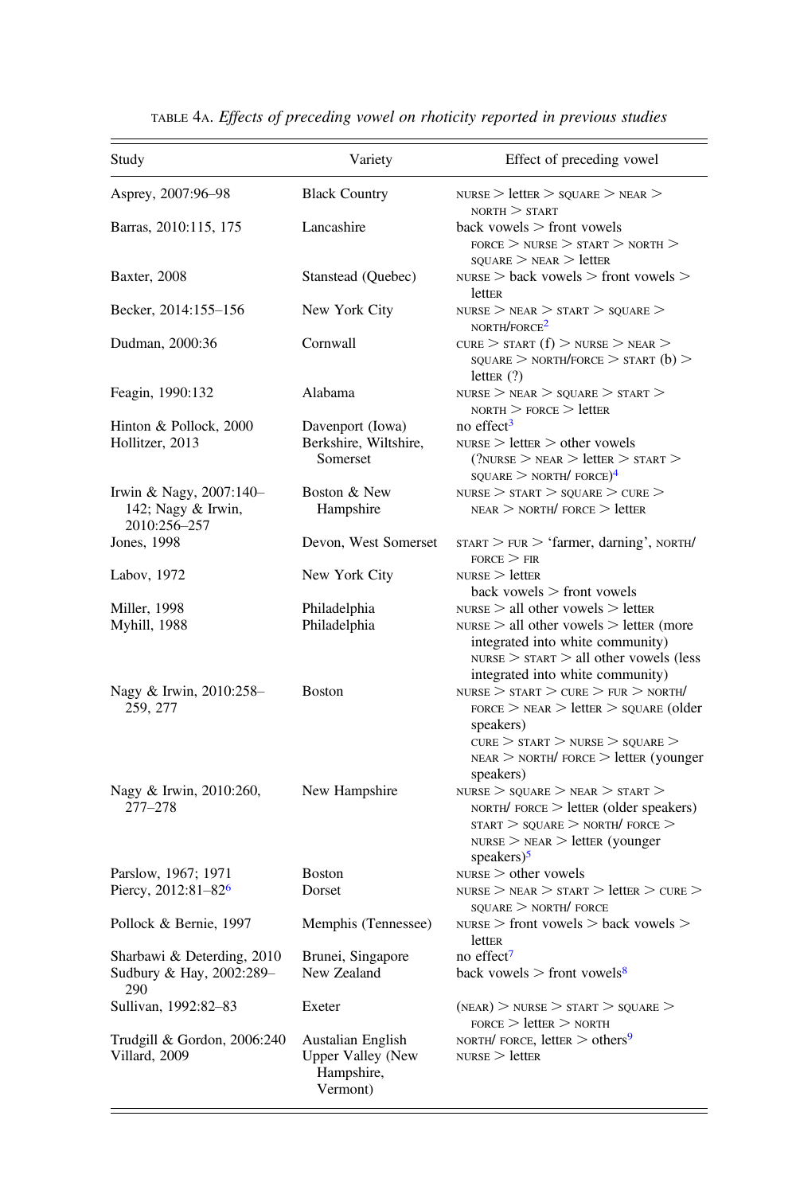TABLE 4A. *Effects of preceding vowel on rhoticity reported in previous studies*

| Study | Variety | Effect of preceding vowel |
|---|---|---|
| Asprey, 2007:96–98 | Black Country | NURSE > lettER > SQUARE > NEAR > NORTH > START |
| Barras, 2010:115, 175 | Lancashire | back vowels > front vowels FORCE > NURSE > START > NORTH > SQUARE > NEAR > lettER |
| Baxter, 2008 | Stanstead (Quebec) | NURSE > back vowels > front vowels > lettER |
| Becker, 2014:155–156 | New York City | NURSE > NEAR > START > SQUARE > NORTH/FORCE[2] |
| Dudman, 2000:36 | Cornwall | CURE > START (f) > NURSE > NEAR > SQUARE > NORTH/FORCE > START (b) > lettER (?) |
| Feagin, 1990:132 | Alabama | NURSE > NEAR > SQUARE > START > NORTH > FORCE > lettER |
| Hinton & Pollock, 2000 | Davenport (Iowa) | no effect[3] |
| Hollitzer, 2013 | Berkshire, Wiltshire, Somerset | NURSE > lettER > other vowels (?NURSE > NEAR > lettER > START > SQUARE > NORTH/ FORCE)[4] |
| Irwin & Nagy, 2007:140–142; Nagy & Irwin, 2010:256–257 | Boston & New Hampshire | NURSE > START > SQUARE > CURE > NEAR > NORTH/ FORCE > lettER |
| Jones, 1998 | Devon, West Somerset | START > FUR > 'farmer, darning', NORTH/ FORCE > FIR |
| Labov, 1972 | New York City | NURSE > lettER back vowels > front vowels |
| Miller, 1998 | Philadelphia | NURSE > all other vowels > lettER |
| Myhill, 1988 | Philadelphia | NURSE > all other vowels > lettER (more integrated into white community) NURSE > START > all other vowels (less integrated into white community) |
| Nagy & Irwin, 2010:258–259, 277 | Boston | NURSE > START > CURE > FUR > NORTH/ FORCE > NEAR > lettER > SQUARE (older speakers) CURE > START > NURSE > SQUARE > NEAR > NORTH/ FORCE > lettER (younger speakers) |
| Nagy & Irwin, 2010:260, 277–278 | New Hampshire | NURSE > SQUARE > NEAR > START > NORTH/ FORCE > lettER (older speakers) START > SQUARE > NORTH/ FORCE > NURSE > NEAR > lettER (younger speakers)[5] |
| Parslow, 1967; 1971 | Boston | NURSE > other vowels |
| Piercy, 2012:81–82[6] | Dorset | NURSE > NEAR > START > lettER > CURE > SQUARE > NORTH/ FORCE |
| Pollock & Bernie, 1997 | Memphis (Tennessee) | NURSE > front vowels > back vowels > lettER |
| Sharbawi & Deterding, 2010 | Brunei, Singapore | no effect[7] |
| Sudbury & Hay, 2002:289–290 | New Zealand | back vowels > front vowels[8] |
| Sullivan, 1992:82–83 | Exeter | (NEAR) > NURSE > START > SQUARE > FORCE > lettER > NORTH |
| Trudgill & Gordon, 2006:240 | Austalian English | NORTH/ FORCE, lettER > others[9] |
| Villard, 2009 | Upper Valley (New Hampshire, Vermont) | NURSE > lettER |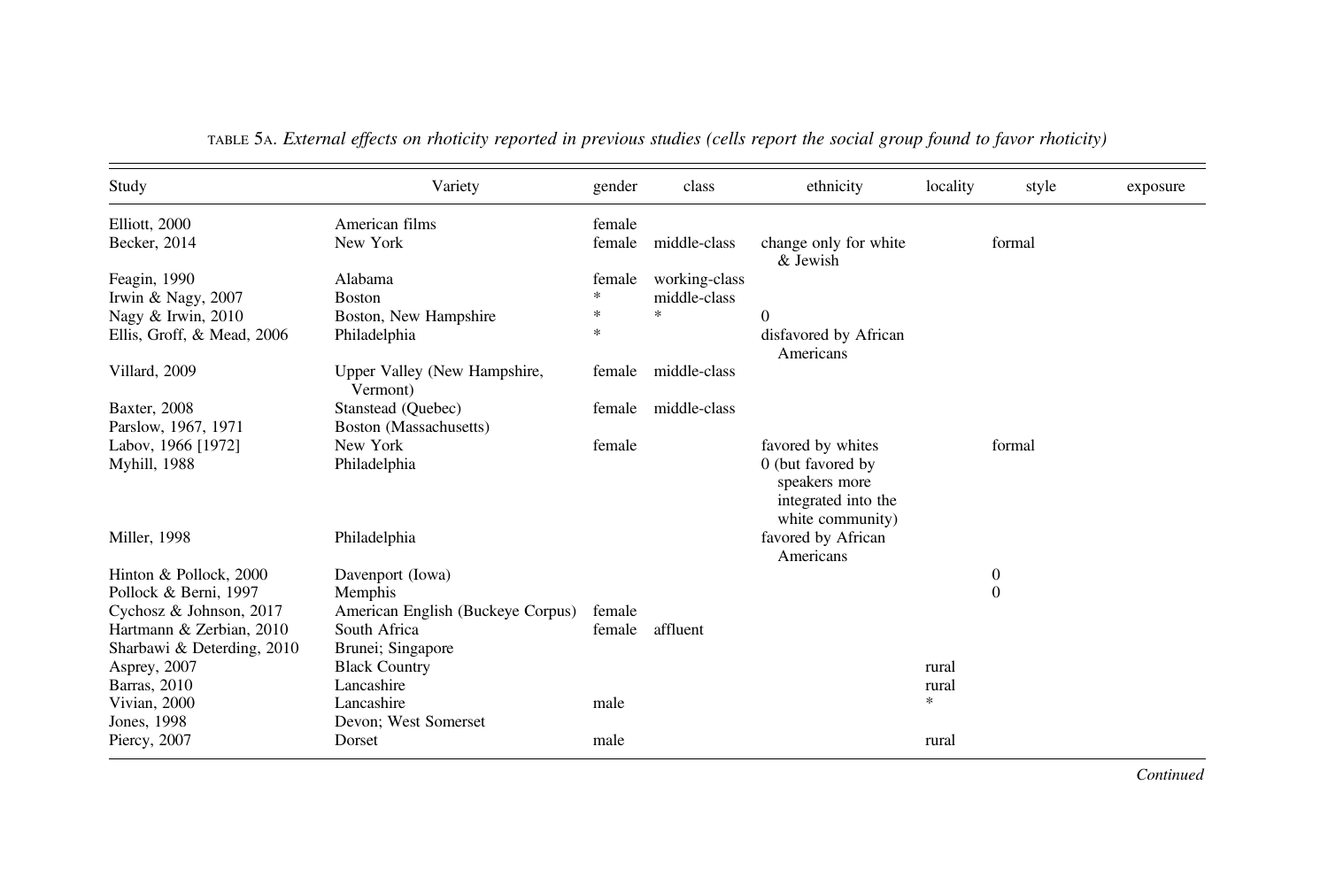TABLE 5A. *External effects on rhoticity reported in previous studies (cells report the social group found to favor rhoticity)*

| Study | Variety | gender | class | ethnicity | locality | style | exposure |
|---|---|---|---|---|---|---|---|
| Elliott, 2000 | American films | female | | | | | |
| Becker, 2014 | New York | female | middle-class | change only for white & Jewish | | formal | |
| Feagin, 1990 | Alabama | female | working-class | | | | |
| Irwin & Nagy, 2007 | Boston | * | middle-class | | | | |
| Nagy & Irwin, 2010 | Boston, New Hampshire | * | * | 0 | | | |
| Ellis, Groff, & Mead, 2006 | Philadelphia | * | | disfavored by African Americans | | | |
| Villard, 2009 | Upper Valley (New Hampshire, Vermont) | female | middle-class | | | | |
| Baxter, 2008 | Stanstead (Quebec) | female | middle-class | | | | |
| Parslow, 1967, 1971 | Boston (Massachusetts) | | | | | | |
| Labov, 1966 [1972] | New York | female | | favored by whites | | formal | |
| Myhill, 1988 | Philadelphia | | | 0 (but favored by speakers more integrated into the white community) | | | |
| Miller, 1998 | Philadelphia | | | favored by African Americans | | | |
| Hinton & Pollock, 2000 | Davenport (Iowa) | | | | | 0 | |
| Pollock & Berni, 1997 | Memphis | | | | | 0 | |
| Cychosz & Johnson, 2017 | American English (Buckeye Corpus) | female | | | | | |
| Hartmann & Zerbian, 2010 | South Africa | female | affluent | | | | |
| Sharbawi & Deterding, 2010 | Brunei; Singapore | | | | | | |
| Asprey, 2007 | Black Country | | | | rural | | |
| Barras, 2010 | Lancashire | | | | rural | | |
| Vivian, 2000 | Lancashire | male | | | * | | |
| Jones, 1998 | Devon; West Somerset | | | | | | |
| Piercy, 2007 | Dorset | male | | | rural | | |

*Continued*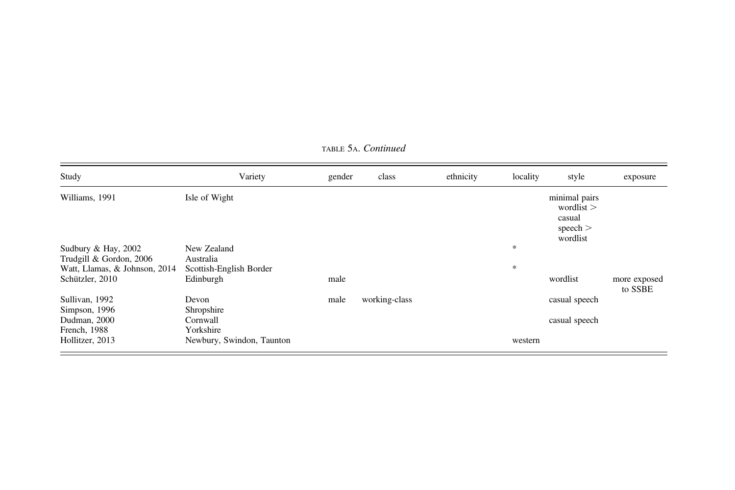TABLE 5A. *Continued*

| Study | Variety | gender | class | ethnicity | locality | style | exposure |
|---|---|---|---|---|---|---|---|
| Williams, 1991 | Isle of Wight | | | | | minimal pairs wordlist > casual speech > wordlist | |
| Sudbury & Hay, 2002 | New Zealand | | | | * | | |
| Trudgill & Gordon, 2006 | Australia | | | | | | |
| Watt, Llamas, & Johnson, 2014 | Scottish-English Border | | | | * | | |
| Schützler, 2010 | Edinburgh | male | | | | wordlist | more exposed to SSBE |
| Sullivan, 1992 | Devon | male | working-class | | | casual speech | |
| Simpson, 1996 | Shropshire | | | | | | |
| Dudman, 2000 | Cornwall | | | | | casual speech | |
| French, 1988 | Yorkshire | | | | | | |
| Hollitzer, 2013 | Newbury, Swindon, Taunton | | | | western | | |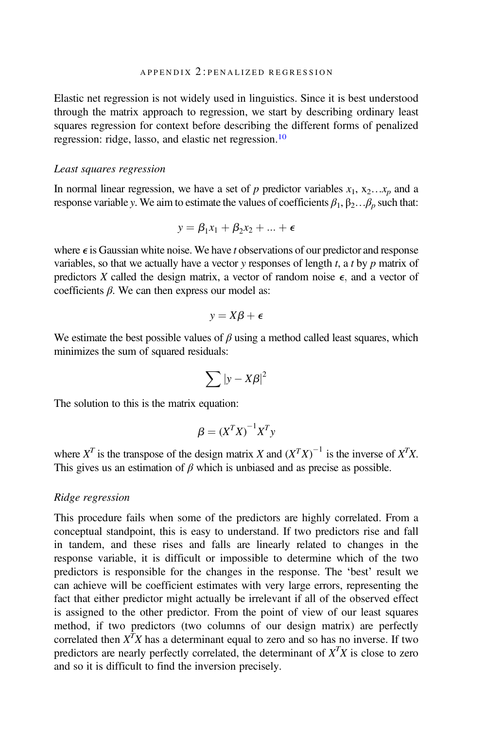# APPENDIX 2: PENALIZED REGRESSION

Elastic net regression is not widely used in linguistics. Since it is best understood through the matrix approach to regression, we start by describing ordinary least squares regression for context before describing the different forms of penalized regression: ridge, lasso, and elastic net regression.[10]

*Least squares regression*

In normal linear regression, we have a set of $p$ predictor variables $x_1$, $x_2 \ldots x_p$ and a response variable $y$. We aim to estimate the values of coefficients $\beta_1$, $\beta_2 \ldots \beta_p$ such that:

$$y = \beta_1 x_1 + \beta_2 x_2 + \ldots + \epsilon$$

where $\epsilon$ is Gaussian white noise. We have $t$ observations of our predictor and response variables, so that we actually have a vector $y$ responses of length $t$, a $t$ by $p$ matrix of predictors $X$ called the design matrix, a vector of random noise $\epsilon$, and a vector of coefficients $\beta$. We can then express our model as:

$$y = X\beta + \epsilon$$

We estimate the best possible values of $\beta$ using a method called least squares, which minimizes the sum of squared residuals:

$$\sum |y - X\beta|^2$$

The solution to this is the matrix equation:

$$\beta = (X^T X)^{-1} X^T y$$

where $X^T$ is the transpose of the design matrix $X$ and $(X^T X)^{-1}$ is the inverse of $X^T X$. This gives us an estimation of $\beta$ which is unbiased and as precise as possible.

*Ridge regression*

This procedure fails when some of the predictors are highly correlated. From a conceptual standpoint, this is easy to understand. If two predictors rise and fall in tandem, and these rises and falls are linearly related to changes in the response variable, it is difficult or impossible to determine which of the two predictors is responsible for the changes in the response. The 'best' result we can achieve will be coefficient estimates with very large errors, representing the fact that either predictor might actually be irrelevant if all of the observed effect is assigned to the other predictor. From the point of view of our least squares method, if two predictors (two columns of our design matrix) are perfectly correlated then $X^T X$ has a determinant equal to zero and so has no inverse. If two predictors are nearly perfectly correlated, the determinant of $X^T X$ is close to zero and so it is difficult to find the inversion precisely.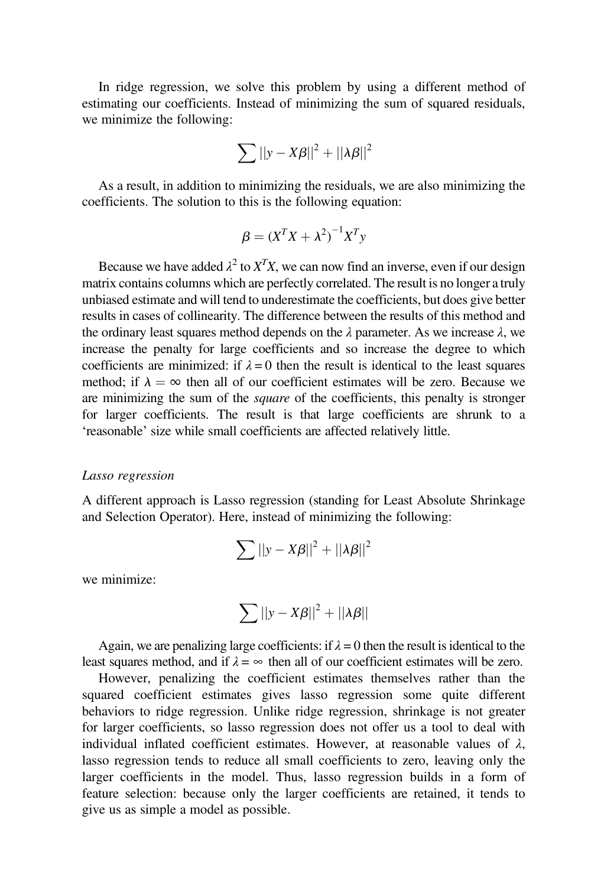In ridge regression, we solve this problem by using a different method of estimating our coefficients. Instead of minimizing the sum of squared residuals, we minimize the following:

$$\sum ||y - X\beta||^2 + ||\lambda\beta||^2$$

As a result, in addition to minimizing the residuals, we are also minimizing the coefficients. The solution to this is the following equation:

$$\beta = (X^T X + \lambda^2)^{-1} X^T y$$

Because we have added $\lambda^2$ to $X^T X$, we can now find an inverse, even if our design matrix contains columns which are perfectly correlated. The result is no longer a truly unbiased estimate and will tend to underestimate the coefficients, but does give better results in cases of collinearity. The difference between the results of this method and the ordinary least squares method depends on the $\lambda$ parameter. As we increase $\lambda$, we increase the penalty for large coefficients and so increase the degree to which coefficients are minimized: if $\lambda = 0$ then the result is identical to the least squares method; if $\lambda = \infty$ then all of our coefficient estimates will be zero. Because we are minimizing the sum of the *square* of the coefficients, this penalty is stronger for larger coefficients. The result is that large coefficients are shrunk to a 'reasonable' size while small coefficients are affected relatively little.

*Lasso regression*

A different approach is Lasso regression (standing for Least Absolute Shrinkage and Selection Operator). Here, instead of minimizing the following:

$$\sum ||y - X\beta||^2 + ||\lambda\beta||^2$$

we minimize:

$$\sum ||y - X\beta||^2 + ||\lambda\beta||$$

Again, we are penalizing large coefficients: if $\lambda = 0$ then the result is identical to the least squares method, and if $\lambda = \infty$ then all of our coefficient estimates will be zero.

However, penalizing the coefficient estimates themselves rather than the squared coefficient estimates gives lasso regression some quite different behaviors to ridge regression. Unlike ridge regression, shrinkage is not greater for larger coefficients, so lasso regression does not offer us a tool to deal with individual inflated coefficient estimates. However, at reasonable values of $\lambda$, lasso regression tends to reduce all small coefficients to zero, leaving only the larger coefficients in the model. Thus, lasso regression builds in a form of feature selection: because only the larger coefficients are retained, it tends to give us as simple a model as possible.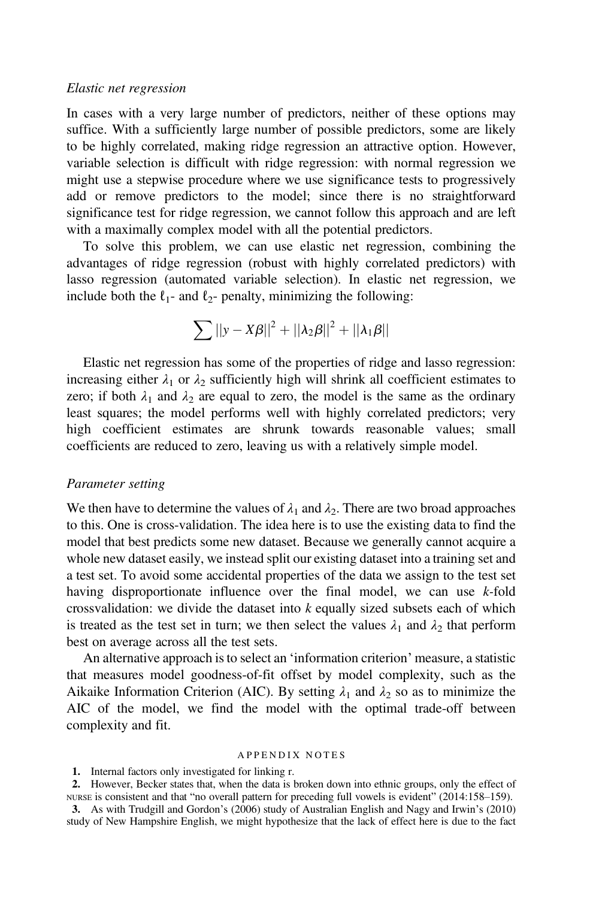*Elastic net regression*

In cases with a very large number of predictors, neither of these options may suffice. With a sufficiently large number of possible predictors, some are likely to be highly correlated, making ridge regression an attractive option. However, variable selection is difficult with ridge regression: with normal regression we might use a stepwise procedure where we use significance tests to progressively add or remove predictors to the model; since there is no straightforward significance test for ridge regression, we cannot follow this approach and are left with a maximally complex model with all the potential predictors.

To solve this problem, we can use elastic net regression, combining the advantages of ridge regression (robust with highly correlated predictors) with lasso regression (automated variable selection). In elastic net regression, we include both the $\ell_1$- and $\ell_2$- penalty, minimizing the following:

$$\sum ||y - X\beta||^2 + ||\lambda_2 \beta||^2 + ||\lambda_1 \beta||$$

Elastic net regression has some of the properties of ridge and lasso regression: increasing either $\lambda_1$ or $\lambda_2$ sufficiently high will shrink all coefficient estimates to zero; if both $\lambda_1$ and $\lambda_2$ are equal to zero, the model is the same as the ordinary least squares; the model performs well with highly correlated predictors; very high coefficient estimates are shrunk towards reasonable values; small coefficients are reduced to zero, leaving us with a relatively simple model.

*Parameter setting*

We then have to determine the values of $\lambda_1$ and $\lambda_2$. There are two broad approaches to this. One is cross-validation. The idea here is to use the existing data to find the model that best predicts some new dataset. Because we generally cannot acquire a whole new dataset easily, we instead split our existing dataset into a training set and a test set. To avoid some accidental properties of the data we assign to the test set having disproportionate influence over the final model, we can use *k*-fold crossvalidation: we divide the dataset into *k* equally sized subsets each of which is treated as the test set in turn; we then select the values $\lambda_1$ and $\lambda_2$ that perform best on average across all the test sets.

An alternative approach is to select an 'information criterion' measure, a statistic that measures model goodness-of-fit offset by model complexity, such as the Aikaike Information Criterion (AIC). By setting $\lambda_1$ and $\lambda_2$ so as to minimize the AIC of the model, we find the model with the optimal trade-off between complexity and fit.

## APPENDIX NOTES

1. Internal factors only investigated for linking r.
2. However, Becker states that, when the data is broken down into ethnic groups, only the effect of NURSE is consistent and that "no overall pattern for preceding full vowels is evident" (2014:158–159).
3. As with Trudgill and Gordon's (2006) study of Australian English and Nagy and Irwin's (2010) study of New Hampshire English, we might hypothesize that the lack of effect here is due to the fact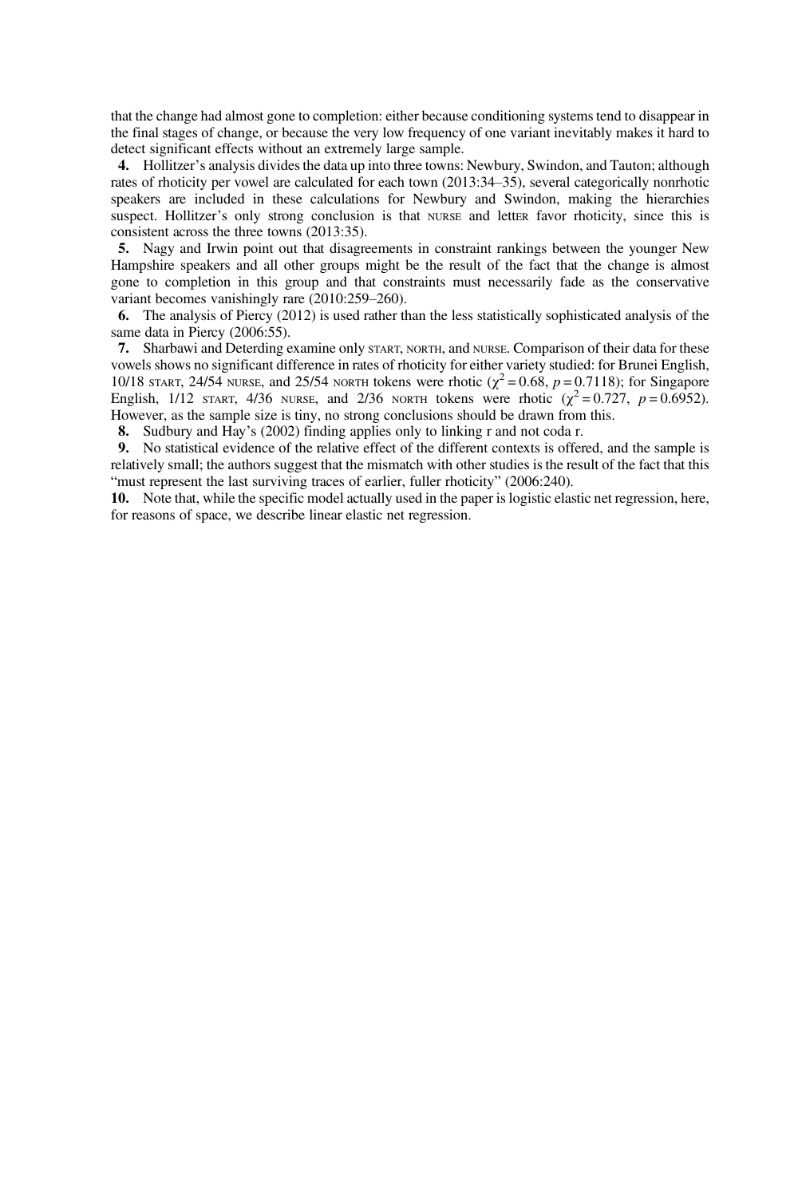that the change had almost gone to completion: either because conditioning systems tend to disappear in the final stages of change, or because the very low frequency of one variant inevitably makes it hard to detect significant effects without an extremely large sample.

**4.** Hollitzer's analysis divides the data up into three towns: Newbury, Swindon, and Tauton; although rates of rhoticity per vowel are calculated for each town (2013:34–35), several categorically nonrhotic speakers are included in these calculations for Newbury and Swindon, making the hierarchies suspect. Hollitzer's only strong conclusion is that NURSE and lettER favor rhoticity, since this is consistent across the three towns (2013:35).

**5.** Nagy and Irwin point out that disagreements in constraint rankings between the younger New Hampshire speakers and all other groups might be the result of the fact that the change is almost gone to completion in this group and that constraints must necessarily fade as the conservative variant becomes vanishingly rare (2010:259–260).

**6.** The analysis of Piercy (2012) is used rather than the less statistically sophisticated analysis of the same data in Piercy (2006:55).

**7.** Sharbawi and Deterding examine only START, NORTH, and NURSE. Comparison of their data for these vowels shows no significant difference in rates of rhoticity for either variety studied: for Brunei English, 10/18 START, 24/54 NURSE, and 25/54 NORTH tokens were rhotic ($\chi^2 = 0.68$, $p = 0.7118$); for Singapore English, 1/12 START, 4/36 NURSE, and 2/36 NORTH tokens were rhotic ($\chi^2 = 0.727$, $p = 0.6952$). However, as the sample size is tiny, no strong conclusions should be drawn from this.

**8.** Sudbury and Hay's (2002) finding applies only to linking r and not coda r.

**9.** No statistical evidence of the relative effect of the different contexts is offered, and the sample is relatively small; the authors suggest that the mismatch with other studies is the result of the fact that this "must represent the last surviving traces of earlier, fuller rhoticity" (2006:240).

**10.** Note that, while the specific model actually used in the paper is logistic elastic net regression, here, for reasons of space, we describe linear elastic net regression.